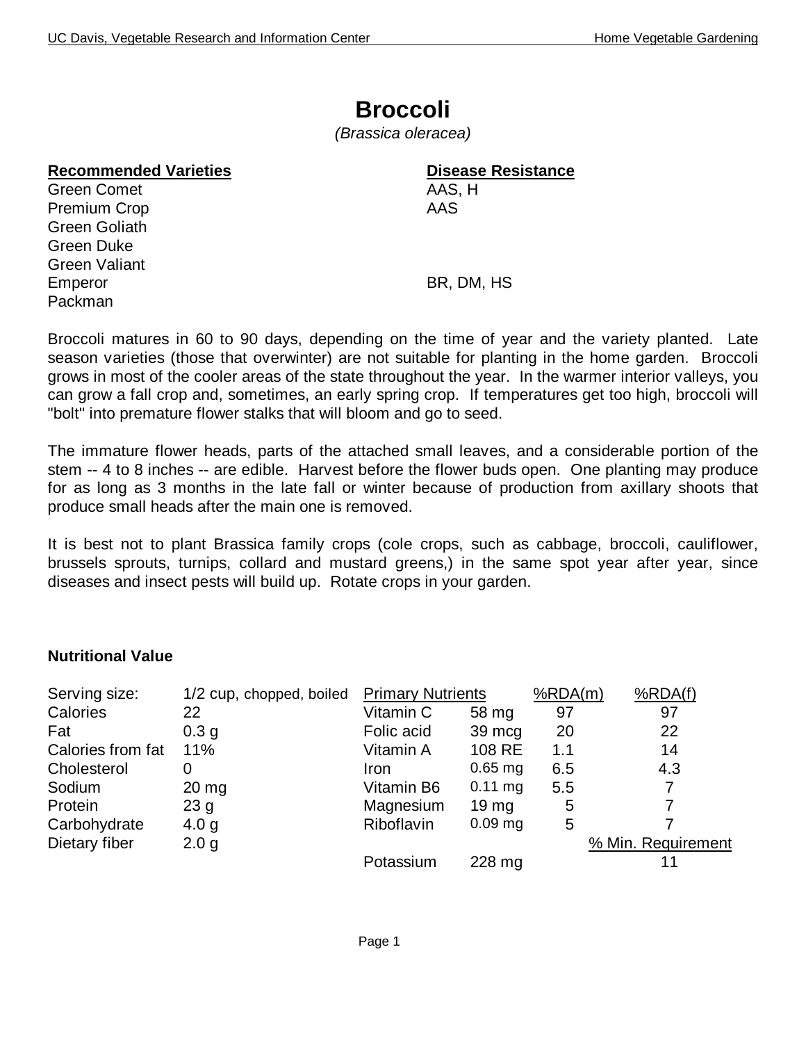# Broccoli

*(Brassica oleracea)*

| Recommended Varieties | Disease Resistance |
|---|---|
| Green Comet | AAS, H |
| Premium Crop | AAS |
| Green Goliath | |
| Green Duke | |
| Green Valiant | |
| Emperor | BR, DM, HS |
| Packman | |

Broccoli matures in 60 to 90 days, depending on the time of year and the variety planted. Late season varieties (those that overwinter) are not suitable for planting in the home garden. Broccoli grows in most of the cooler areas of the state throughout the year. In the warmer interior valleys, you can grow a fall crop and, sometimes, an early spring crop. If temperatures get too high, broccoli will "bolt" into premature flower stalks that will bloom and go to seed.

The immature flower heads, parts of the attached small leaves, and a considerable portion of the stem -- 4 to 8 inches -- are edible. Harvest before the flower buds open. One planting may produce for as long as 3 months in the late fall or winter because of production from axillary shoots that produce small heads after the main one is removed.

It is best not to plant Brassica family crops (cole crops, such as cabbage, broccoli, cauliflower, brussels sprouts, turnips, collard and mustard greens,) in the same spot year after year, since diseases and insect pests will build up. Rotate crops in your garden.

**Nutritional Value**

| | | Primary Nutrients | | %RDA(m) | %RDA(f) |
|---|---|---|---|---|---|
| Serving size: | 1/2 cup, chopped, boiled | | | | |
| Calories | 22 | Vitamin C | 58 mg | 97 | 97 |
| Fat | 0.3 g | Folic acid | 39 mcg | 20 | 22 |
| Calories from fat | 11% | Vitamin A | 108 RE | 1.1 | 14 |
| Cholesterol | 0 | Iron | 0.65 mg | 6.5 | 4.3 |
| Sodium | 20 mg | Vitamin B6 | 0.11 mg | 5.5 | 7 |
| Protein | 23 g | Magnesium | 19 mg | 5 | 7 |
| Carbohydrate | 4.0 g | Riboflavin | 0.09 mg | 5 | 7 |
| Dietary fiber | 2.0 g | | | | % Min. Requirement |
| | | Potassium | 228 mg | | 11 |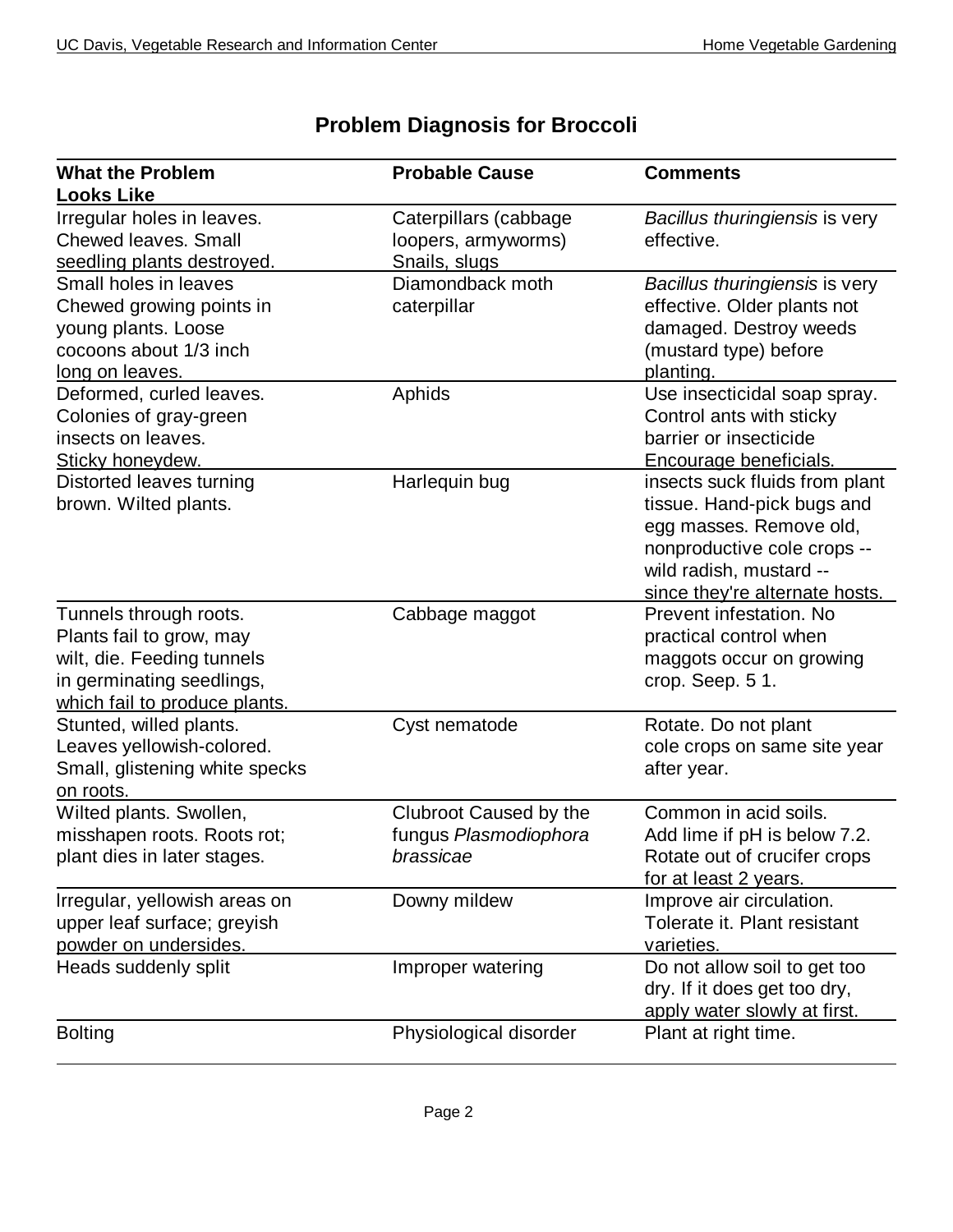## Problem Diagnosis for Broccoli

| What the Problem Looks Like | Probable Cause | Comments |
|---|---|---|
| Irregular holes in leaves. Chewed leaves. Small seedling plants destroyed. | Caterpillars (cabbage loopers, armyworms) Snails, slugs | *Bacillus thuringiensis* is very effective. |
| Small holes in leaves Chewed growing points in young plants. Loose cocoons about 1/3 inch long on leaves. | Diamondback moth caterpillar | *Bacillus thuringiensis* is very effective. Older plants not damaged. Destroy weeds (mustard type) before planting. |
| Deformed, curled leaves. Colonies of gray-green insects on leaves. Sticky honeydew. | Aphids | Use insecticidal soap spray. Control ants with sticky barrier or insecticide Encourage beneficials. |
| Distorted leaves turning brown. Wilted plants. | Harlequin bug | insects suck fluids from plant tissue. Hand-pick bugs and egg masses. Remove old, nonproductive cole crops -- wild radish, mustard -- since they're alternate hosts. |
| Tunnels through roots. Plants fail to grow, may wilt, die. Feeding tunnels in germinating seedlings, which fail to produce plants. | Cabbage maggot | Prevent infestation. No practical control when maggots occur on growing crop. Seep. 5 1. |
| Stunted, willed plants. Leaves yellowish-colored. Small, glistening white specks on roots. | Cyst nematode | Rotate. Do not plant cole crops on same site year after year. |
| Wilted plants. Swollen, misshapen roots. Roots rot; plant dies in later stages. | Clubroot Caused by the fungus *Plasmodiophora brassicae* | Common in acid soils. Add lime if pH is below 7.2. Rotate out of crucifer crops for at least 2 years. |
| Irregular, yellowish areas on upper leaf surface; greyish powder on undersides. | Downy mildew | Improve air circulation. Tolerate it. Plant resistant varieties. |
| Heads suddenly split | Improper watering | Do not allow soil to get too dry. If it does get too dry, apply water slowly at first. |
| Bolting | Physiological disorder | Plant at right time. |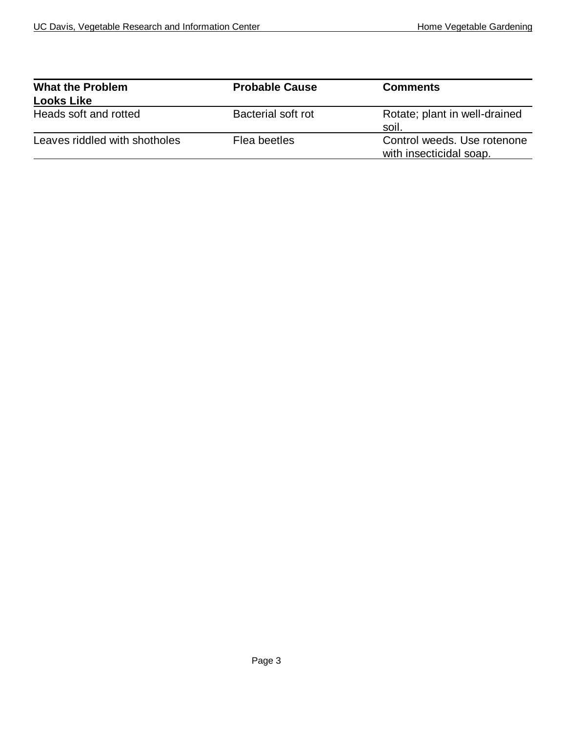| What the Problem Looks Like | Probable Cause | Comments |
|---|---|---|
| Heads soft and rotted | Bacterial soft rot | Rotate; plant in well-drained soil. |
| Leaves riddled with shotholes | Flea beetles | Control weeds. Use rotenone with insecticidal soap. |